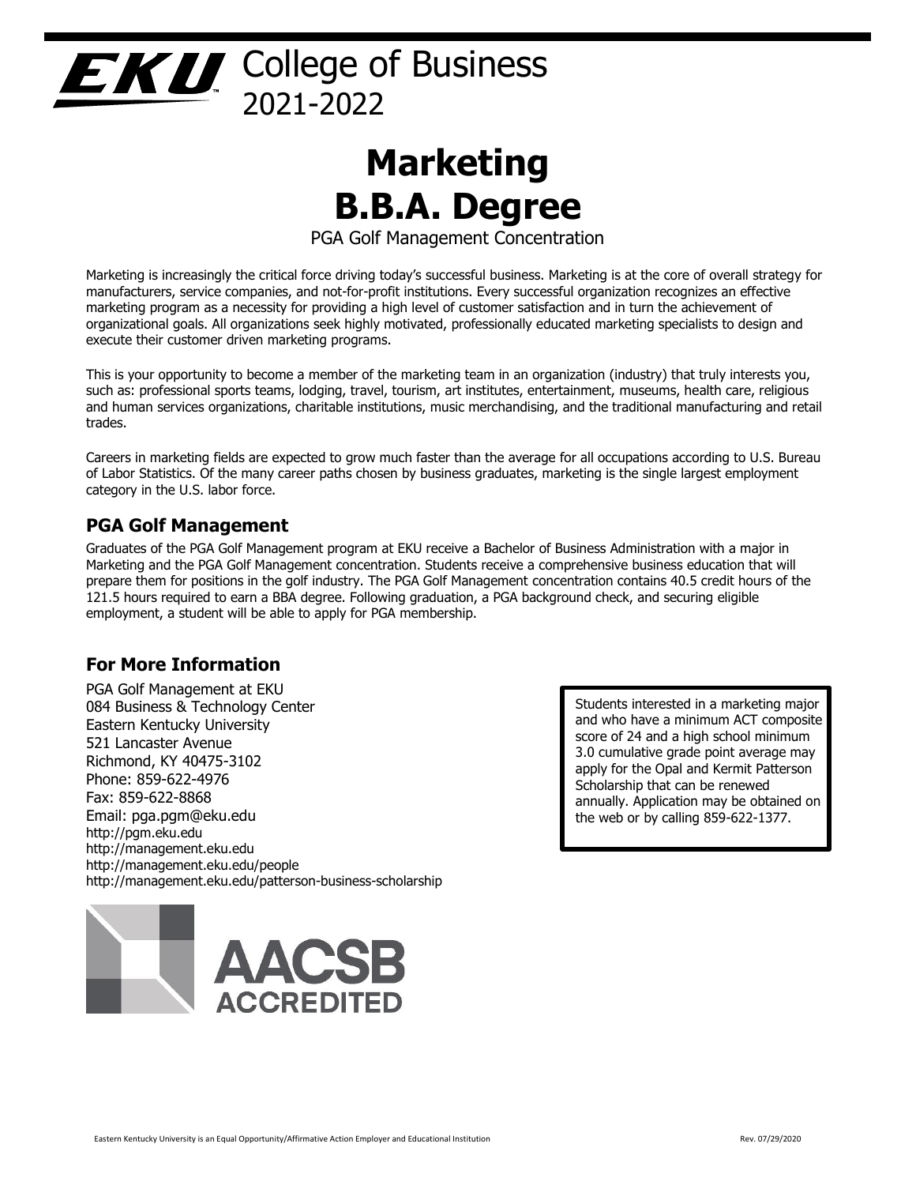# EKU College of Business 2021-2022

# Marketing B.B.A. Degree

PGA Golf Management Concentration

Marketing is increasingly the critical force driving today's successful business. Marketing is at the core of overall strategy for manufacturers, service companies, and not-for-profit institutions. Every successful organization recognizes an effective marketing program as a necessity for providing a high level of customer satisfaction and in turn the achievement of organizational goals. All organizations seek highly motivated, professionally educated marketing specialists to design and execute their customer driven marketing programs.

This is your opportunity to become a member of the marketing team in an organization (industry) that truly interests you, such as: professional sports teams, lodging, travel, tourism, art institutes, entertainment, museums, health care, religious and human services organizations, charitable institutions, music merchandising, and the traditional manufacturing and retail trades.

Careers in marketing fields are expected to grow much faster than the average for all occupations according to U.S. Bureau of Labor Statistics. Of the many career paths chosen by business graduates, marketing is the single largest employment category in the U.S. labor force.

## PGA Golf Management

Graduates of the PGA Golf Management program at EKU receive a Bachelor of Business Administration with a major in Marketing and the PGA Golf Management concentration. Students receive a comprehensive business education that will prepare them for positions in the golf industry. The PGA Golf Management concentration contains 40.5 credit hours of the 121.5 hours required to earn a BBA degree. Following graduation, a PGA background check, and securing eligible employment, a student will be able to apply for PGA membership.

## For More Information

PGA Golf Management at EKU
084 Business & Technology Center
Eastern Kentucky University
521 Lancaster Avenue
Richmond, KY 40475-3102
Phone: 859-622-4976
Fax: 859-622-8868
Email: pga.pgm@eku.edu
http://pgm.eku.edu
http://management.eku.edu
http://management.eku.edu/people
http://management.eku.edu/patterson-business-scholarship

Students interested in a marketing major and who have a minimum ACT composite score of 24 and a high school minimum 3.0 cumulative grade point average may apply for the Opal and Kermit Patterson Scholarship that can be renewed annually. Application may be obtained on the web or by calling 859-622-1377.

AACSB ACCREDITED

Eastern Kentucky University is an Equal Opportunity/Affirmative Action Employer and Educational Institution

Rev. 07/29/2020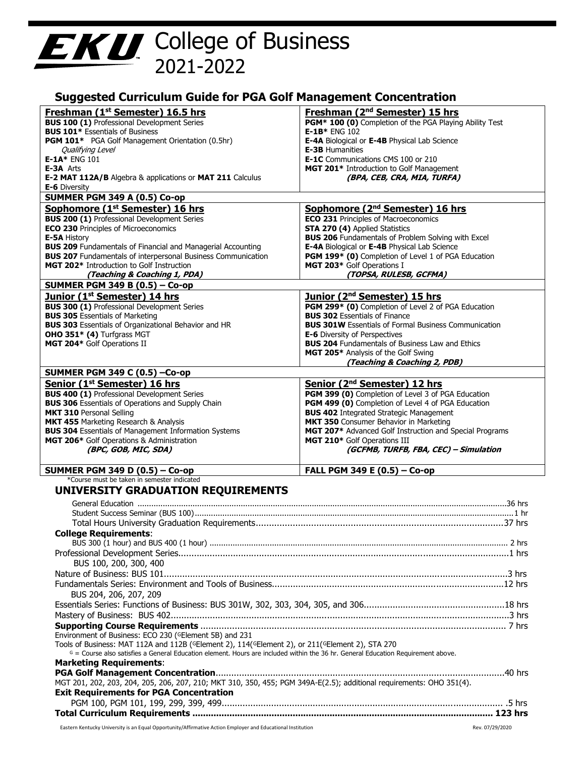# EKU College of Business 2021-2022

## Suggested Curriculum Guide for PGA Golf Management Concentration

| | |
|---|---|
| **Freshman (1st Semester) 16.5 hrs**<br>**BUS 100 (1)** Professional Development Series<br>**BUS 101*** Essentials of Business<br>**PGM 101*** PGA Golf Management Orientation (0.5hr)<br>*Qualifying Level*<br>**E-1A*** ENG 101<br>**E-3A** Arts<br>**E-2 MAT 112A/B** Algebra & applications or **MAT 211** Calculus<br>**E-6** Diversity | **Freshman (2nd Semester) 15 hrs**<br>**PGM* 100 (0)** Completion of the PGA Playing Ability Test<br>**E-1B*** ENG 102<br>**E-4A** Biological or **E-4B** Physical Lab Science<br>**E-3B** Humanities<br>**E-1C** Communications CMS 100 or 210<br>**MGT 201*** Introduction to Golf Management<br>***(BPA, CEB, CRA, MIA, TURFA)*** |
| **SUMMER PGM 349 A (0.5) Co-op** | |
| **Sophomore (1st Semester) 16 hrs**<br>**BUS 200 (1)** Professional Development Series<br>**ECO 230** Principles of Microeconomics<br>**E-5A** History<br>**BUS 209** Fundamentals of Financial and Managerial Accounting<br>**BUS 207** Fundamentals of interpersonal Business Communication<br>**MGT 202*** Introduction to Golf Instruction<br>***(Teaching & Coaching 1, PDA)*** | **Sophomore (2nd Semester) 16 hrs**<br>**ECO 231** Principles of Macroeconomics<br>**STA 270 (4)** Applied Statistics<br>**BUS 206** Fundamentals of Problem Solving with Excel<br>**E-4A** Biological or **E-4B** Physical Lab Science<br>**PGM 199* (0)** Completion of Level 1 of PGA Education<br>**MGT 203*** Golf Operations I<br>***(TOPSA, RULESB, GCFMA)*** |
| **SUMMER PGM 349 B (0.5) – Co-op** | |
| **Junior (1st Semester) 14 hrs**<br>**BUS 300 (1)** Professional Development Series<br>**BUS 305** Essentials of Marketing<br>**BUS 303** Essentials of Organizational Behavior and HR<br>**OHO 351* (4)** Turfgrass MGT<br>**MGT 204*** Golf Operations II | **Junior (2nd Semester) 15 hrs**<br>**PGM 299* (0)** Completion of Level 2 of PGA Education<br>**BUS 302** Essentials of Finance<br>**BUS 301W** Essentials of Formal Business Communication<br>**E-6** Diversity of Perspectives<br>**BUS 204** Fundamentals of Business Law and Ethics<br>**MGT 205*** Analysis of the Golf Swing<br>***(Teaching & Coaching 2, PDB)*** |
| **SUMMER PGM 349 C (0.5) –Co-op** | |
| **Senior (1st Semester) 16 hrs**<br>**BUS 400 (1)** Professional Development Series<br>**BUS 306** Essentials of Operations and Supply Chain<br>**MKT 310** Personal Selling<br>**MKT 455** Marketing Research & Analysis<br>**BUS 304** Essentials of Management Information Systems<br>**MGT 206*** Golf Operations & Administration<br>***(BPC, GOB, MIC, SDA)*** | **Senior (2nd Semester) 12 hrs**<br>**PGM 399 (0)** Completion of Level 3 of PGA Education<br>**PGM 499 (0)** Completion of Level 4 of PGA Education<br>**BUS 402** Integrated Strategic Management<br>**MKT 350** Consumer Behavior in Marketing<br>**MGT 207*** Advanced Golf Instruction and Special Programs<br>**MGT 210*** Golf Operations III<br>***(GCFMB, TURFB, FBA, CEC) – Simulation*** |
| **SUMMER PGM 349 D (0.5) – Co-op** | **FALL PGM 349 E (0.5) – Co-op** |

*Course must be taken in semester indicated

## UNIVERSITY GRADUATION REQUIREMENTS

General Education ........ 36 hrs
Student Success Seminar (BUS 100) ........ 1 hr
Total Hours University Graduation Requirements ........ 37 hrs

**College Requirements**:
BUS 300 (1 hour) and BUS 400 (1 hour) ........ 2 hrs
Professional Development Series ........ 1 hrs
BUS 100, 200, 300, 400
Nature of Business: BUS 101 ........ 3 hrs
Fundamentals Series: Environment and Tools of Business ........ 12 hrs
BUS 204, 206, 207, 209
Essentials Series: Functions of Business: BUS 301W, 302, 303, 304, 305, and 306 ........ 18 hrs
Mastery of Business: BUS 402 ........ 3 hrs

**Supporting Course Requirements** ........ 7 hrs
Environment of Business: ECO 230 (GElement 5B) and 231
Tools of Business: MAT 112A and 112B (GElement 2), 114(GElement 2), or 211(GElement 2), STA 270
G = Course also satisfies a General Education element. Hours are included within the 36 hr. General Education Requirement above.

**Marketing Requirements**:
**PGA Golf Management Concentration** ........ 40 hrs
MGT 201, 202, 203, 204, 205, 206, 207, 210; MKT 310, 350, 455; PGM 349A-E(2.5); additional requirements: OHO 351(4).

**Exit Requirements for PGA Concentration**
PGM 100, PGM 101, 199, 299, 399, 499 ........ .5 hrs

**Total Curriculum Requirements ........ 123 hrs**

Eastern Kentucky University is an Equal Opportunity/Affirmative Action Employer and Educational Institution

Rev. 07/29/2020